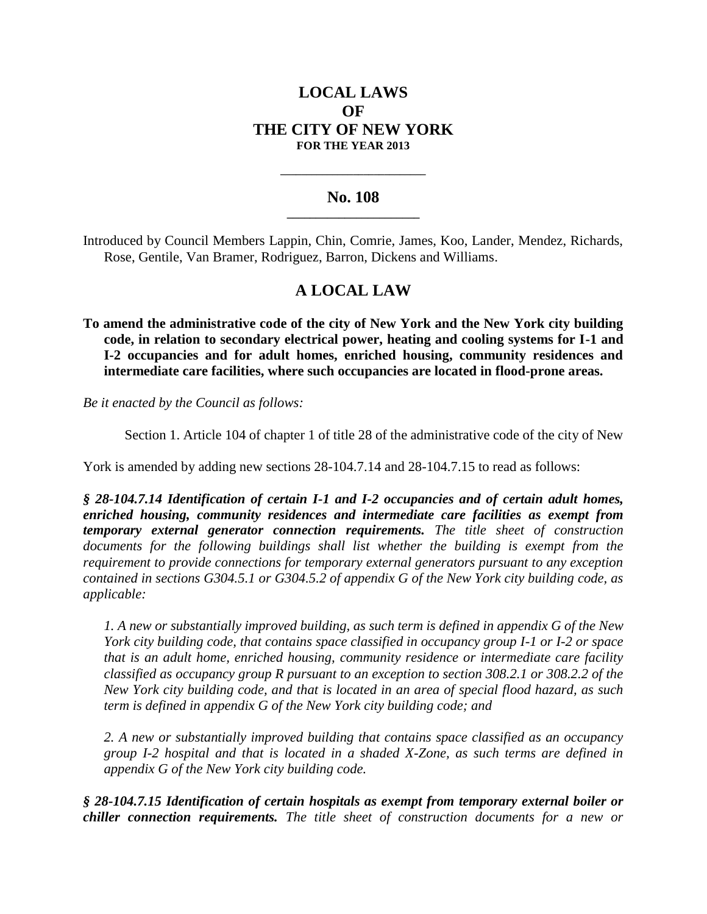# LOCAL LAWS
# OF
# THE CITY OF NEW YORK
**FOR THE YEAR 2013**

---

## No. 108

---

Introduced by Council Members Lappin, Chin, Comrie, James, Koo, Lander, Mendez, Richards, Rose, Gentile, Van Bramer, Rodriguez, Barron, Dickens and Williams.

## A LOCAL LAW

**To amend the administrative code of the city of New York and the New York city building code, in relation to secondary electrical power, heating and cooling systems for I-1 and I-2 occupancies and for adult homes, enriched housing, community residences and intermediate care facilities, where such occupancies are located in flood-prone areas.**

*Be it enacted by the Council as follows:*

Section 1. Article 104 of chapter 1 of title 28 of the administrative code of the city of New York is amended by adding new sections 28-104.7.14 and 28-104.7.15 to read as follows:

***§ 28-104.7.14 Identification of certain I-1 and I-2 occupancies and of certain adult homes, enriched housing, community residences and intermediate care facilities as exempt from temporary external generator connection requirements.*** *The title sheet of construction documents for the following buildings shall list whether the building is exempt from the requirement to provide connections for temporary external generators pursuant to any exception contained in sections G304.5.1 or G304.5.2 of appendix G of the New York city building code, as applicable:*

*1. A new or substantially improved building, as such term is defined in appendix G of the New York city building code, that contains space classified in occupancy group I-1 or I-2 or space that is an adult home, enriched housing, community residence or intermediate care facility classified as occupancy group R pursuant to an exception to section 308.2.1 or 308.2.2 of the New York city building code, and that is located in an area of special flood hazard, as such term is defined in appendix G of the New York city building code; and*

*2. A new or substantially improved building that contains space classified as an occupancy group I-2 hospital and that is located in a shaded X-Zone, as such terms are defined in appendix G of the New York city building code.*

***§ 28-104.7.15 Identification of certain hospitals as exempt from temporary external boiler or chiller connection requirements.*** *The title sheet of construction documents for a new or*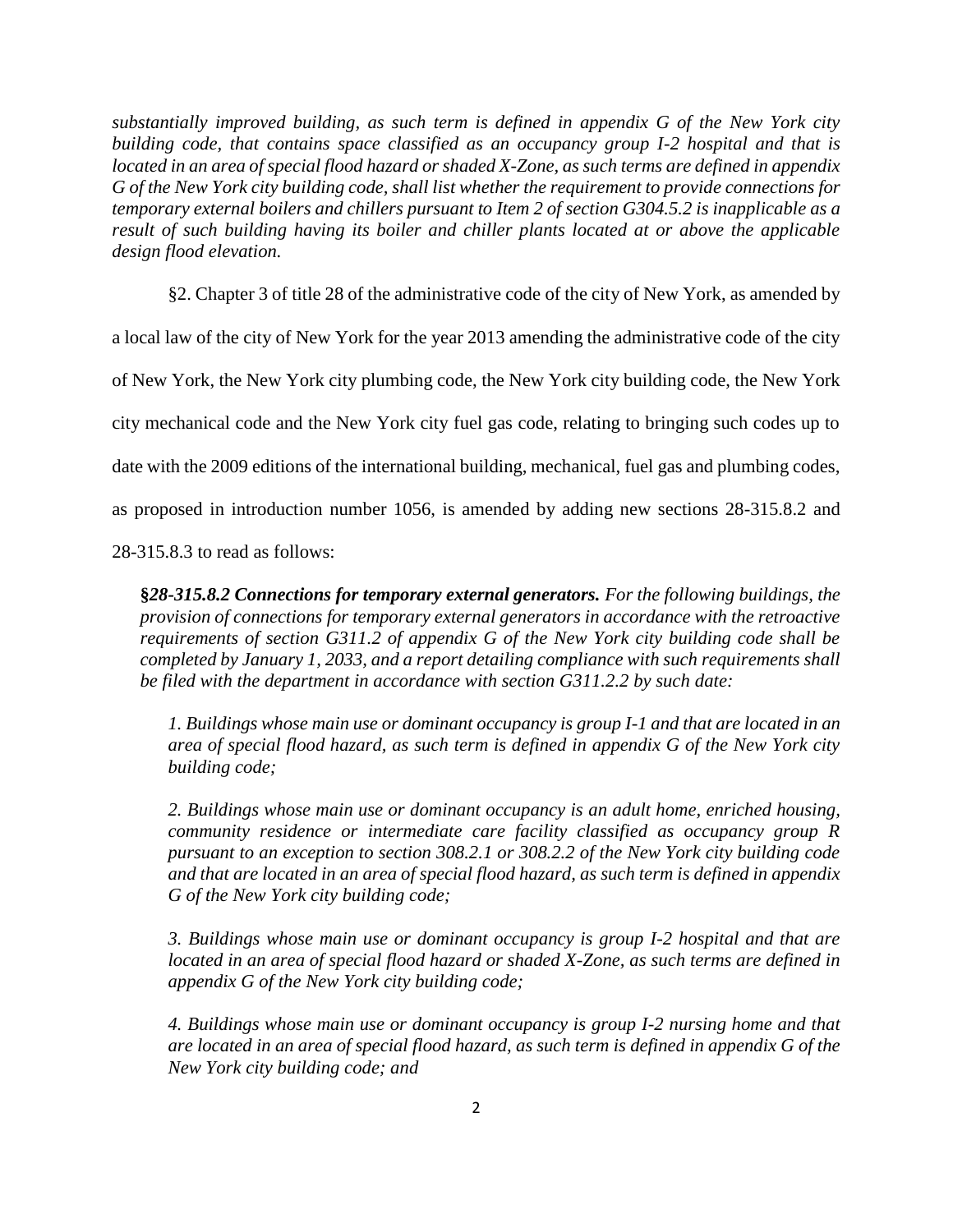*substantially improved building, as such term is defined in appendix G of the New York city building code, that contains space classified as an occupancy group I-2 hospital and that is located in an area of special flood hazard or shaded X-Zone, as such terms are defined in appendix G of the New York city building code, shall list whether the requirement to provide connections for temporary external boilers and chillers pursuant to Item 2 of section G304.5.2 is inapplicable as a result of such building having its boiler and chiller plants located at or above the applicable design flood elevation.*

§2. Chapter 3 of title 28 of the administrative code of the city of New York, as amended by a local law of the city of New York for the year 2013 amending the administrative code of the city of New York, the New York city plumbing code, the New York city building code, the New York city mechanical code and the New York city fuel gas code, relating to bringing such codes up to date with the 2009 editions of the international building, mechanical, fuel gas and plumbing codes, as proposed in introduction number 1056, is amended by adding new sections 28-315.8.2 and 28-315.8.3 to read as follows:

***§28-315.8.2 Connections for temporary external generators.*** *For the following buildings, the provision of connections for temporary external generators in accordance with the retroactive requirements of section G311.2 of appendix G of the New York city building code shall be completed by January 1, 2033, and a report detailing compliance with such requirements shall be filed with the department in accordance with section G311.2.2 by such date:*

*1. Buildings whose main use or dominant occupancy is group I-1 and that are located in an area of special flood hazard, as such term is defined in appendix G of the New York city building code;*

*2. Buildings whose main use or dominant occupancy is an adult home, enriched housing, community residence or intermediate care facility classified as occupancy group R pursuant to an exception to section 308.2.1 or 308.2.2 of the New York city building code and that are located in an area of special flood hazard, as such term is defined in appendix G of the New York city building code;*

*3. Buildings whose main use or dominant occupancy is group I-2 hospital and that are located in an area of special flood hazard or shaded X-Zone, as such terms are defined in appendix G of the New York city building code;*

*4. Buildings whose main use or dominant occupancy is group I-2 nursing home and that are located in an area of special flood hazard, as such term is defined in appendix G of the New York city building code; and*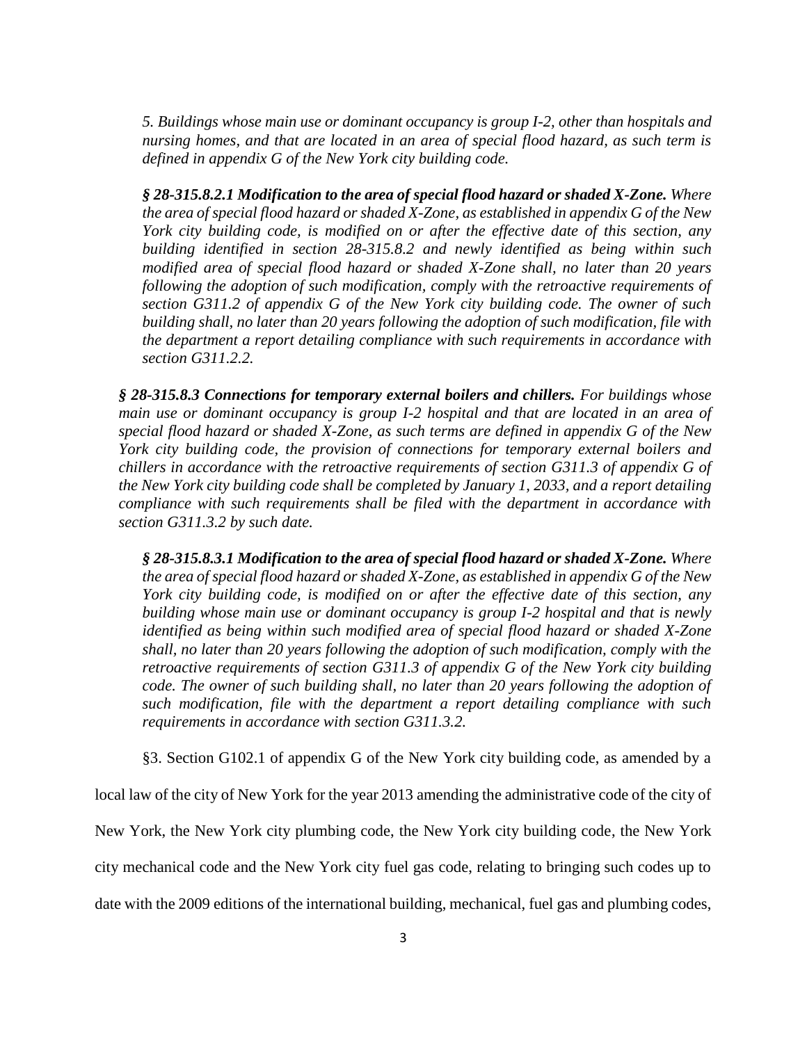*5. Buildings whose main use or dominant occupancy is group I-2, other than hospitals and nursing homes, and that are located in an area of special flood hazard, as such term is defined in appendix G of the New York city building code.*

***§ 28-315.8.2.1 Modification to the area of special flood hazard or shaded X-Zone.*** *Where the area of special flood hazard or shaded X-Zone, as established in appendix G of the New York city building code, is modified on or after the effective date of this section, any building identified in section 28-315.8.2 and newly identified as being within such modified area of special flood hazard or shaded X-Zone shall, no later than 20 years following the adoption of such modification, comply with the retroactive requirements of section G311.2 of appendix G of the New York city building code. The owner of such building shall, no later than 20 years following the adoption of such modification, file with the department a report detailing compliance with such requirements in accordance with section G311.2.2.*

***§ 28-315.8.3 Connections for temporary external boilers and chillers.*** *For buildings whose main use or dominant occupancy is group I-2 hospital and that are located in an area of special flood hazard or shaded X-Zone, as such terms are defined in appendix G of the New York city building code, the provision of connections for temporary external boilers and chillers in accordance with the retroactive requirements of section G311.3 of appendix G of the New York city building code shall be completed by January 1, 2033, and a report detailing compliance with such requirements shall be filed with the department in accordance with section G311.3.2 by such date.*

***§ 28-315.8.3.1 Modification to the area of special flood hazard or shaded X-Zone.*** *Where the area of special flood hazard or shaded X-Zone, as established in appendix G of the New York city building code, is modified on or after the effective date of this section, any building whose main use or dominant occupancy is group I-2 hospital and that is newly identified as being within such modified area of special flood hazard or shaded X-Zone shall, no later than 20 years following the adoption of such modification, comply with the retroactive requirements of section G311.3 of appendix G of the New York city building code. The owner of such building shall, no later than 20 years following the adoption of such modification, file with the department a report detailing compliance with such requirements in accordance with section G311.3.2.*

§3. Section G102.1 of appendix G of the New York city building code, as amended by a local law of the city of New York for the year 2013 amending the administrative code of the city of New York, the New York city plumbing code, the New York city building code, the New York city mechanical code and the New York city fuel gas code, relating to bringing such codes up to date with the 2009 editions of the international building, mechanical, fuel gas and plumbing codes,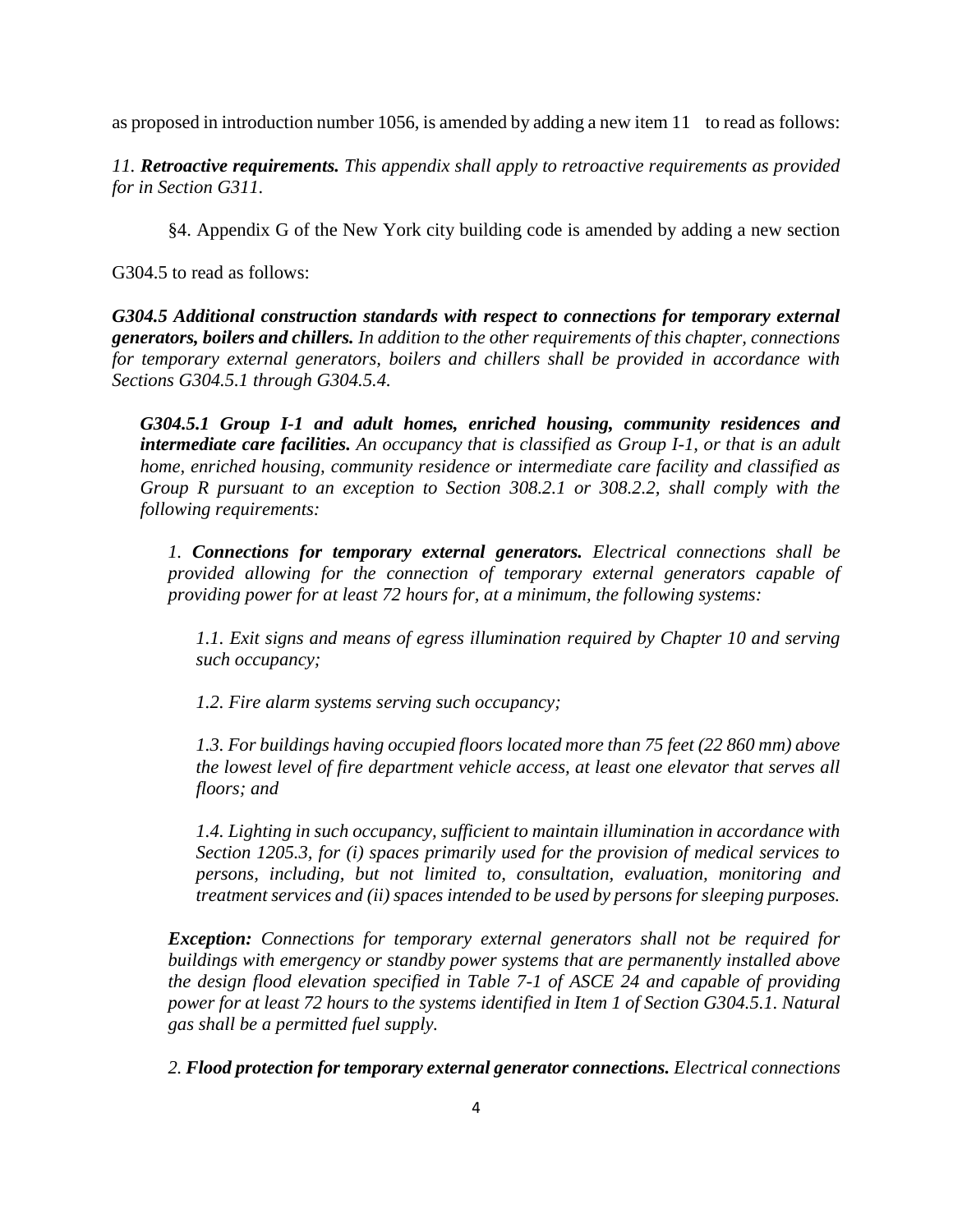as proposed in introduction number 1056, is amended by adding a new item 11 to read as follows:

*11. **Retroactive requirements.** This appendix shall apply to retroactive requirements as provided for in Section G311.*

§4. Appendix G of the New York city building code is amended by adding a new section G304.5 to read as follows:

***G304.5 Additional construction standards with respect to connections for temporary external generators, boilers and chillers.** In addition to the other requirements of this chapter, connections for temporary external generators, boilers and chillers shall be provided in accordance with Sections G304.5.1 through G304.5.4.*

***G304.5.1 Group I-1 and adult homes, enriched housing, community residences and intermediate care facilities.** An occupancy that is classified as Group I-1, or that is an adult home, enriched housing, community residence or intermediate care facility and classified as Group R pursuant to an exception to Section 308.2.1 or 308.2.2, shall comply with the following requirements:*

*1. **Connections for temporary external generators.** Electrical connections shall be provided allowing for the connection of temporary external generators capable of providing power for at least 72 hours for, at a minimum, the following systems:*

*1.1. Exit signs and means of egress illumination required by Chapter 10 and serving such occupancy;*

*1.2. Fire alarm systems serving such occupancy;*

*1.3. For buildings having occupied floors located more than 75 feet (22 860 mm) above the lowest level of fire department vehicle access, at least one elevator that serves all floors; and*

*1.4. Lighting in such occupancy, sufficient to maintain illumination in accordance with Section 1205.3, for (i) spaces primarily used for the provision of medical services to persons, including, but not limited to, consultation, evaluation, monitoring and treatment services and (ii) spaces intended to be used by persons for sleeping purposes.*

***Exception:** Connections for temporary external generators shall not be required for buildings with emergency or standby power systems that are permanently installed above the design flood elevation specified in Table 7-1 of ASCE 24 and capable of providing power for at least 72 hours to the systems identified in Item 1 of Section G304.5.1. Natural gas shall be a permitted fuel supply.*

*2. **Flood protection for temporary external generator connections.** Electrical connections*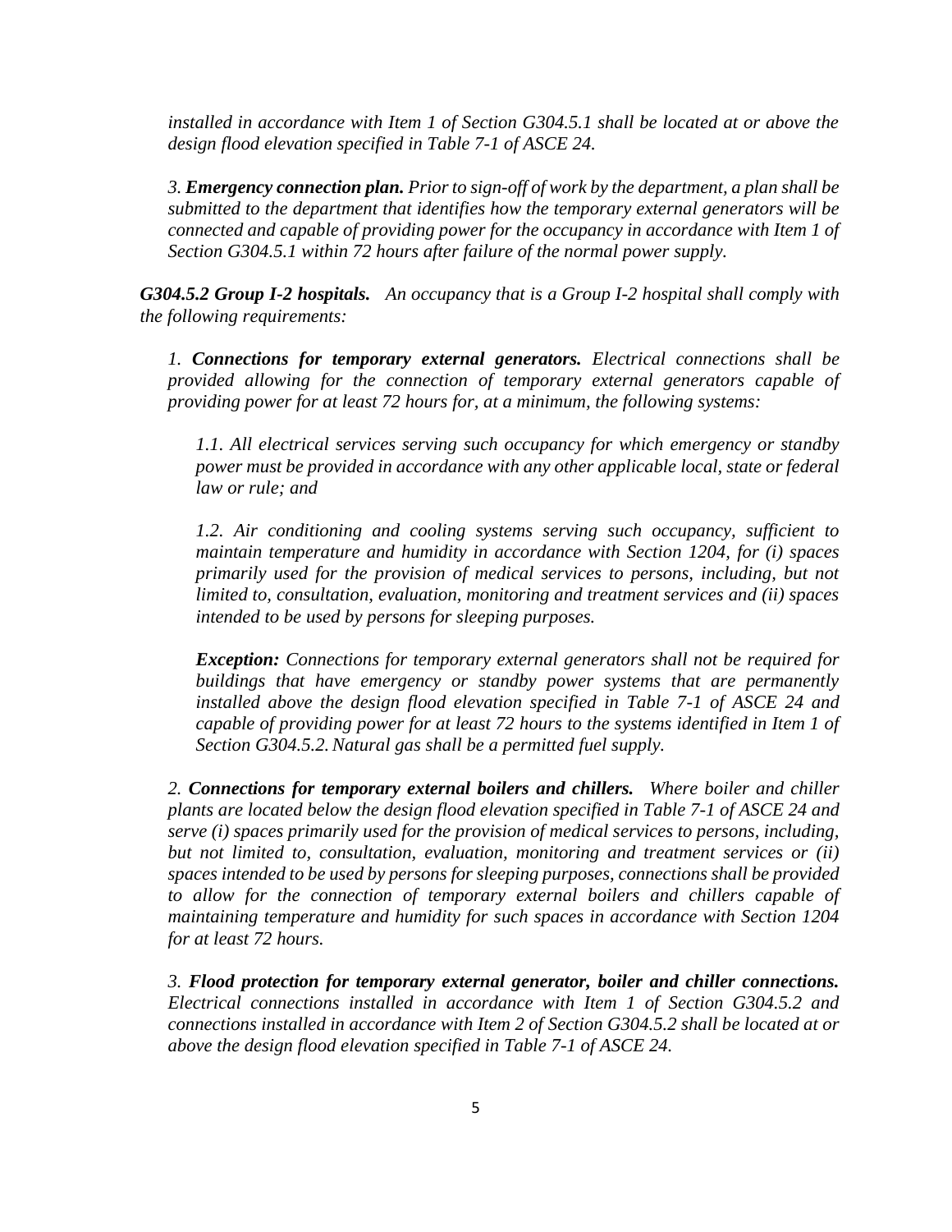*installed in accordance with Item 1 of Section G304.5.1 shall be located at or above the design flood elevation specified in Table 7-1 of ASCE 24.*

*3. **Emergency connection plan.** Prior to sign-off of work by the department, a plan shall be submitted to the department that identifies how the temporary external generators will be connected and capable of providing power for the occupancy in accordance with Item 1 of Section G304.5.1 within 72 hours after failure of the normal power supply.*

***G304.5.2 Group I-2 hospitals.*** *An occupancy that is a Group I-2 hospital shall comply with the following requirements:*

*1. **Connections for temporary external generators.** Electrical connections shall be provided allowing for the connection of temporary external generators capable of providing power for at least 72 hours for, at a minimum, the following systems:*

*1.1. All electrical services serving such occupancy for which emergency or standby power must be provided in accordance with any other applicable local, state or federal law or rule; and*

*1.2. Air conditioning and cooling systems serving such occupancy, sufficient to maintain temperature and humidity in accordance with Section 1204, for (i) spaces primarily used for the provision of medical services to persons, including, but not limited to, consultation, evaluation, monitoring and treatment services and (ii) spaces intended to be used by persons for sleeping purposes.*

***Exception:*** *Connections for temporary external generators shall not be required for buildings that have emergency or standby power systems that are permanently installed above the design flood elevation specified in Table 7-1 of ASCE 24 and capable of providing power for at least 72 hours to the systems identified in Item 1 of Section G304.5.2. Natural gas shall be a permitted fuel supply.*

*2. **Connections for temporary external boilers and chillers.** Where boiler and chiller plants are located below the design flood elevation specified in Table 7-1 of ASCE 24 and serve (i) spaces primarily used for the provision of medical services to persons, including, but not limited to, consultation, evaluation, monitoring and treatment services or (ii) spaces intended to be used by persons for sleeping purposes, connections shall be provided to allow for the connection of temporary external boilers and chillers capable of maintaining temperature and humidity for such spaces in accordance with Section 1204 for at least 72 hours.*

*3. **Flood protection for temporary external generator, boiler and chiller connections.** Electrical connections installed in accordance with Item 1 of Section G304.5.2 and connections installed in accordance with Item 2 of Section G304.5.2 shall be located at or above the design flood elevation specified in Table 7-1 of ASCE 24.*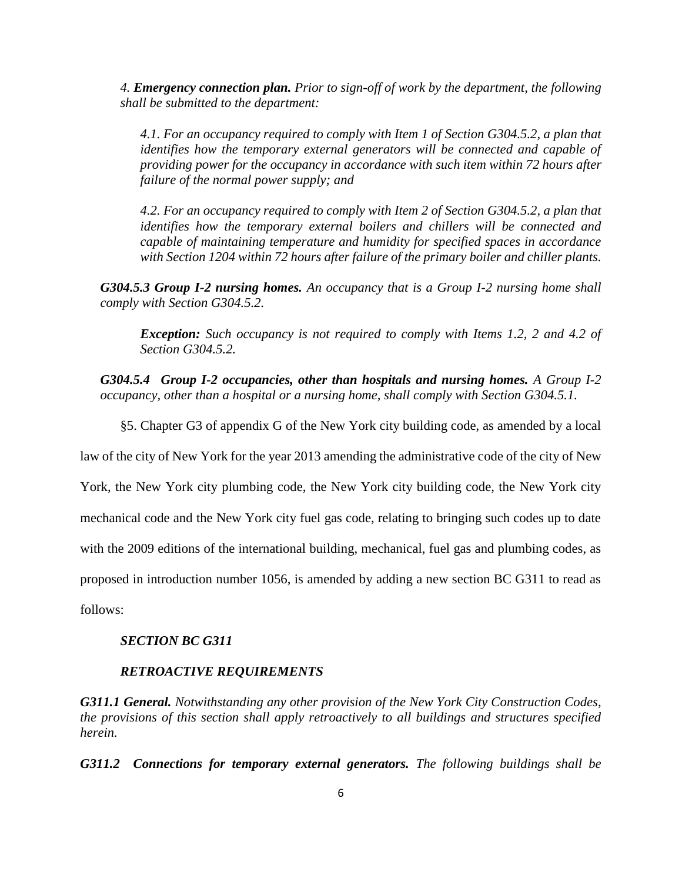*4. **Emergency connection plan.** Prior to sign-off of work by the department, the following shall be submitted to the department:*

*4.1. For an occupancy required to comply with Item 1 of Section G304.5.2, a plan that identifies how the temporary external generators will be connected and capable of providing power for the occupancy in accordance with such item within 72 hours after failure of the normal power supply; and*

*4.2. For an occupancy required to comply with Item 2 of Section G304.5.2, a plan that identifies how the temporary external boilers and chillers will be connected and capable of maintaining temperature and humidity for specified spaces in accordance with Section 1204 within 72 hours after failure of the primary boiler and chiller plants.*

***G304.5.3 Group I-2 nursing homes.** An occupancy that is a Group I-2 nursing home shall comply with Section G304.5.2.*

***Exception:** Such occupancy is not required to comply with Items 1.2, 2 and 4.2 of Section G304.5.2.*

***G304.5.4 Group I-2 occupancies, other than hospitals and nursing homes.** A Group I-2 occupancy, other than a hospital or a nursing home, shall comply with Section G304.5.1.*

§5. Chapter G3 of appendix G of the New York city building code, as amended by a local law of the city of New York for the year 2013 amending the administrative code of the city of New York, the New York city plumbing code, the New York city building code, the New York city mechanical code and the New York city fuel gas code, relating to bringing such codes up to date with the 2009 editions of the international building, mechanical, fuel gas and plumbing codes, as proposed in introduction number 1056, is amended by adding a new section BC G311 to read as follows:

***SECTION BC G311***

***RETROACTIVE REQUIREMENTS***

***G311.1 General.** Notwithstanding any other provision of the New York City Construction Codes, the provisions of this section shall apply retroactively to all buildings and structures specified herein.*

***G311.2 Connections for temporary external generators.** The following buildings shall be*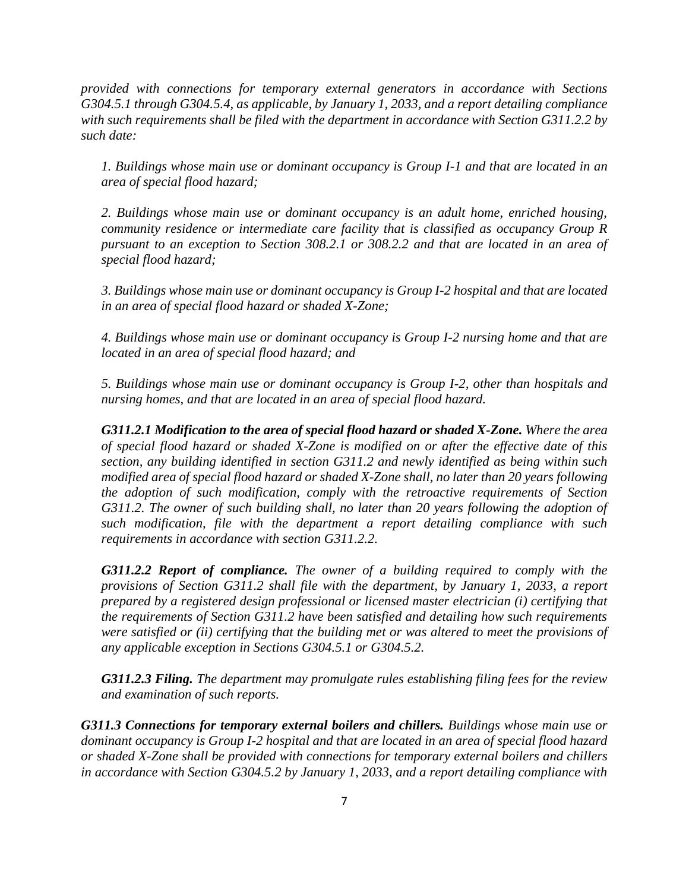*provided with connections for temporary external generators in accordance with Sections G304.5.1 through G304.5.4, as applicable, by January 1, 2033, and a report detailing compliance with such requirements shall be filed with the department in accordance with Section G311.2.2 by such date:*

*1. Buildings whose main use or dominant occupancy is Group I-1 and that are located in an area of special flood hazard;*

*2. Buildings whose main use or dominant occupancy is an adult home, enriched housing, community residence or intermediate care facility that is classified as occupancy Group R pursuant to an exception to Section 308.2.1 or 308.2.2 and that are located in an area of special flood hazard;*

*3. Buildings whose main use or dominant occupancy is Group I-2 hospital and that are located in an area of special flood hazard or shaded X-Zone;*

*4. Buildings whose main use or dominant occupancy is Group I-2 nursing home and that are located in an area of special flood hazard; and*

*5. Buildings whose main use or dominant occupancy is Group I-2, other than hospitals and nursing homes, and that are located in an area of special flood hazard.*

***G311.2.1 Modification to the area of special flood hazard or shaded X-Zone.*** *Where the area of special flood hazard or shaded X-Zone is modified on or after the effective date of this section, any building identified in section G311.2 and newly identified as being within such modified area of special flood hazard or shaded X-Zone shall, no later than 20 years following the adoption of such modification, comply with the retroactive requirements of Section G311.2. The owner of such building shall, no later than 20 years following the adoption of such modification, file with the department a report detailing compliance with such requirements in accordance with section G311.2.2.*

***G311.2.2 Report of compliance.*** *The owner of a building required to comply with the provisions of Section G311.2 shall file with the department, by January 1, 2033, a report prepared by a registered design professional or licensed master electrician (i) certifying that the requirements of Section G311.2 have been satisfied and detailing how such requirements were satisfied or (ii) certifying that the building met or was altered to meet the provisions of any applicable exception in Sections G304.5.1 or G304.5.2.*

***G311.2.3 Filing.*** *The department may promulgate rules establishing filing fees for the review and examination of such reports.*

***G311.3 Connections for temporary external boilers and chillers.*** *Buildings whose main use or dominant occupancy is Group I-2 hospital and that are located in an area of special flood hazard or shaded X-Zone shall be provided with connections for temporary external boilers and chillers in accordance with Section G304.5.2 by January 1, 2033, and a report detailing compliance with*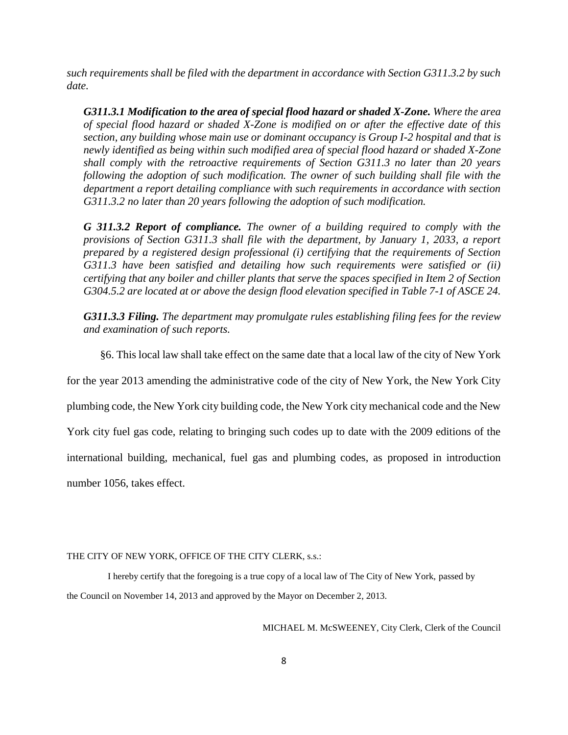*such requirements shall be filed with the department in accordance with Section G311.3.2 by such date.*

***G311.3.1 Modification to the area of special flood hazard or shaded X-Zone.*** *Where the area of special flood hazard or shaded X-Zone is modified on or after the effective date of this section, any building whose main use or dominant occupancy is Group I-2 hospital and that is newly identified as being within such modified area of special flood hazard or shaded X-Zone shall comply with the retroactive requirements of Section G311.3 no later than 20 years following the adoption of such modification. The owner of such building shall file with the department a report detailing compliance with such requirements in accordance with section G311.3.2 no later than 20 years following the adoption of such modification.*

***G 311.3.2 Report of compliance.*** *The owner of a building required to comply with the provisions of Section G311.3 shall file with the department, by January 1, 2033, a report prepared by a registered design professional (i) certifying that the requirements of Section G311.3 have been satisfied and detailing how such requirements were satisfied or (ii) certifying that any boiler and chiller plants that serve the spaces specified in Item 2 of Section G304.5.2 are located at or above the design flood elevation specified in Table 7-1 of ASCE 24.*

***G311.3.3 Filing.*** *The department may promulgate rules establishing filing fees for the review and examination of such reports.*

§6. This local law shall take effect on the same date that a local law of the city of New York for the year 2013 amending the administrative code of the city of New York, the New York City plumbing code, the New York city building code, the New York city mechanical code and the New York city fuel gas code, relating to bringing such codes up to date with the 2009 editions of the international building, mechanical, fuel gas and plumbing codes, as proposed in introduction number 1056, takes effect.

THE CITY OF NEW YORK, OFFICE OF THE CITY CLERK, s.s.:

I hereby certify that the foregoing is a true copy of a local law of The City of New York, passed by the Council on November 14, 2013 and approved by the Mayor on December 2, 2013.

MICHAEL M. McSWEENEY, City Clerk, Clerk of the Council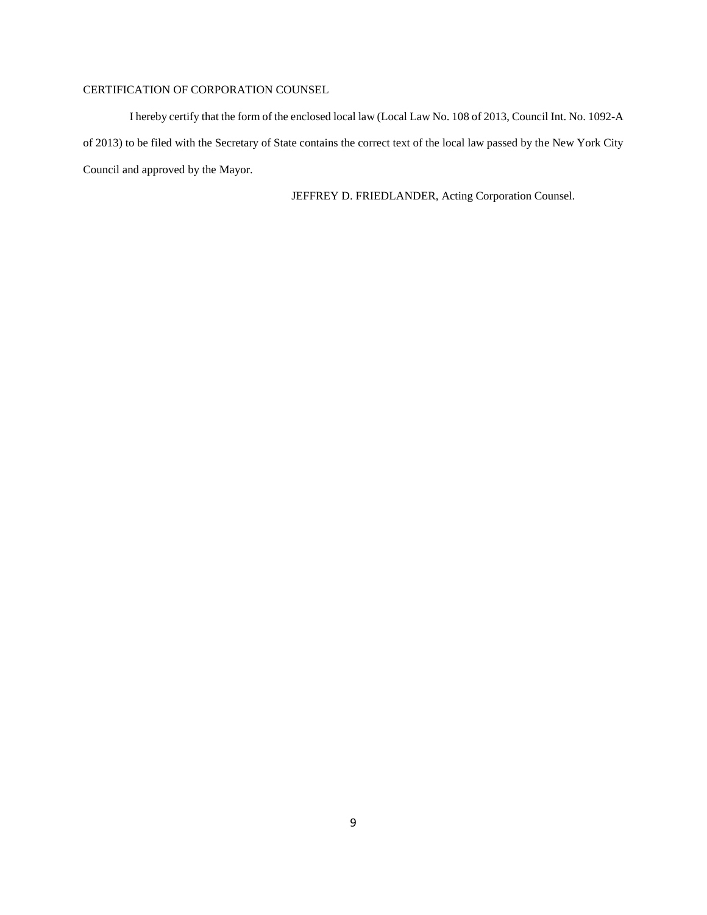CERTIFICATION OF CORPORATION COUNSEL

I hereby certify that the form of the enclosed local law (Local Law No. 108 of 2013, Council Int. No. 1092-A of 2013) to be filed with the Secretary of State contains the correct text of the local law passed by the New York City Council and approved by the Mayor.

JEFFREY D. FRIEDLANDER, Acting Corporation Counsel.